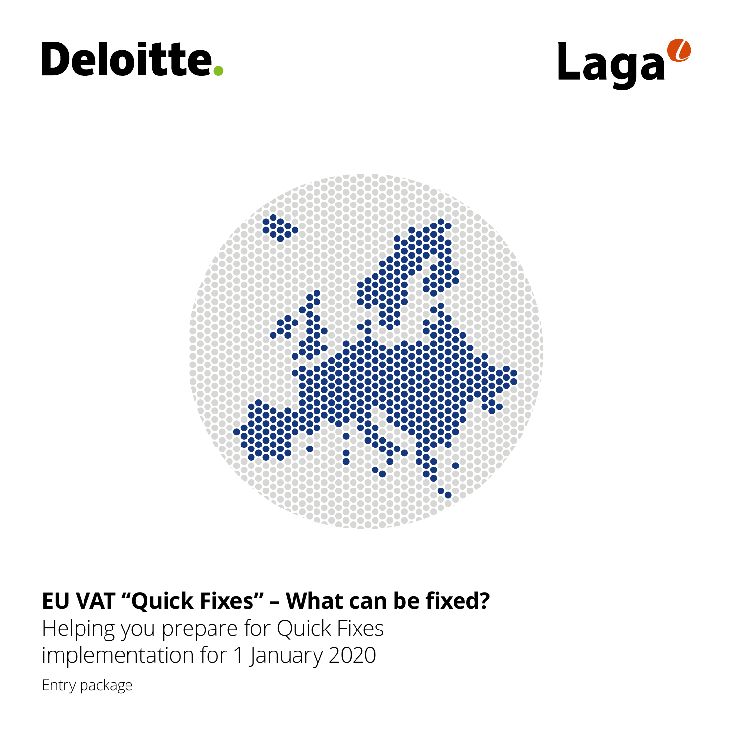Deloitte.

Laga

# EU VAT "Quick Fixes" – What can be fixed?

Helping you prepare for Quick Fixes implementation for 1 January 2020

Entry package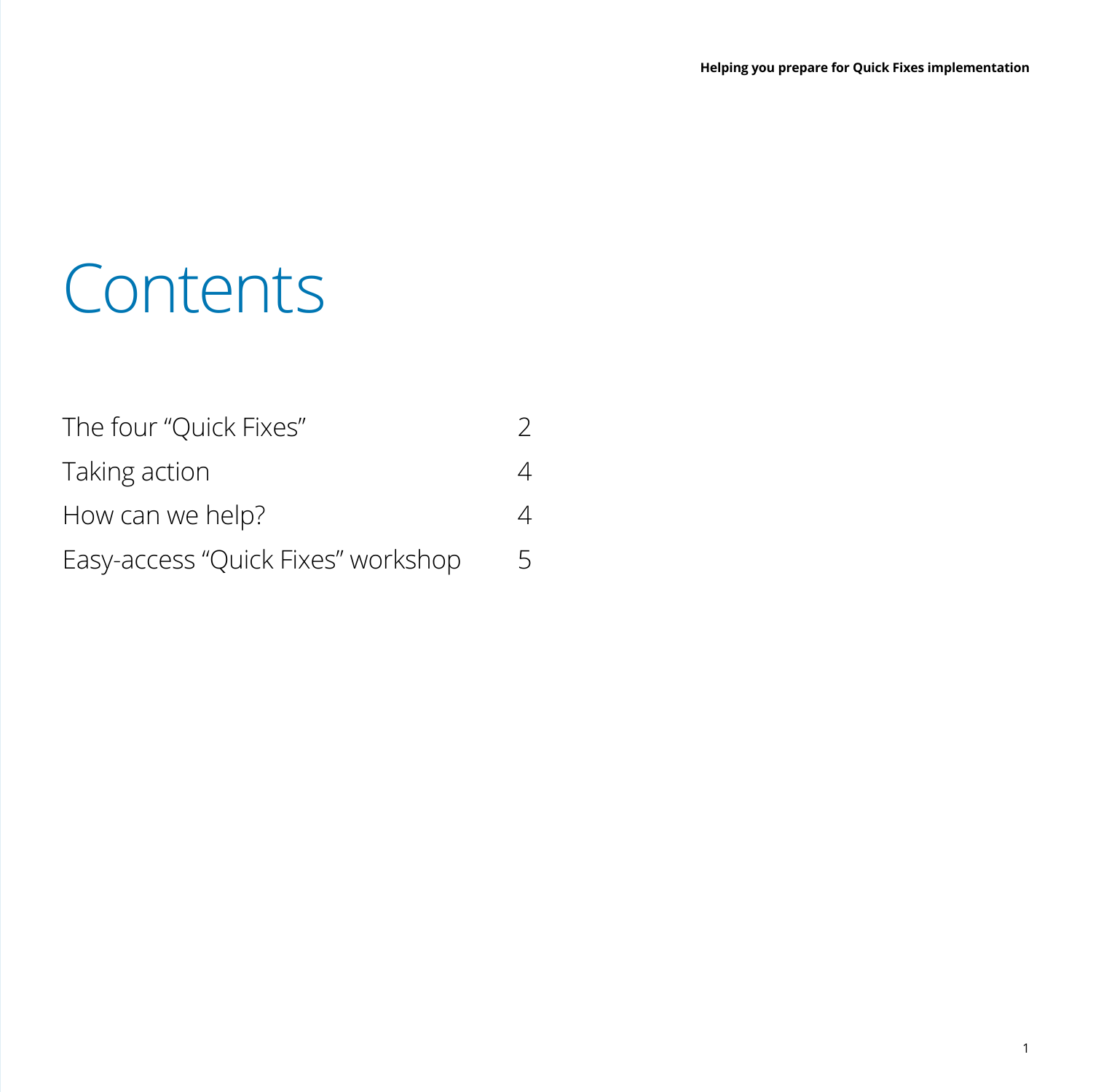# Contents

| | |
|---|---|
| The four "Quick Fixes" | 2 |
| Taking action | 4 |
| How can we help? | 4 |
| Easy-access "Quick Fixes" workshop | 5 |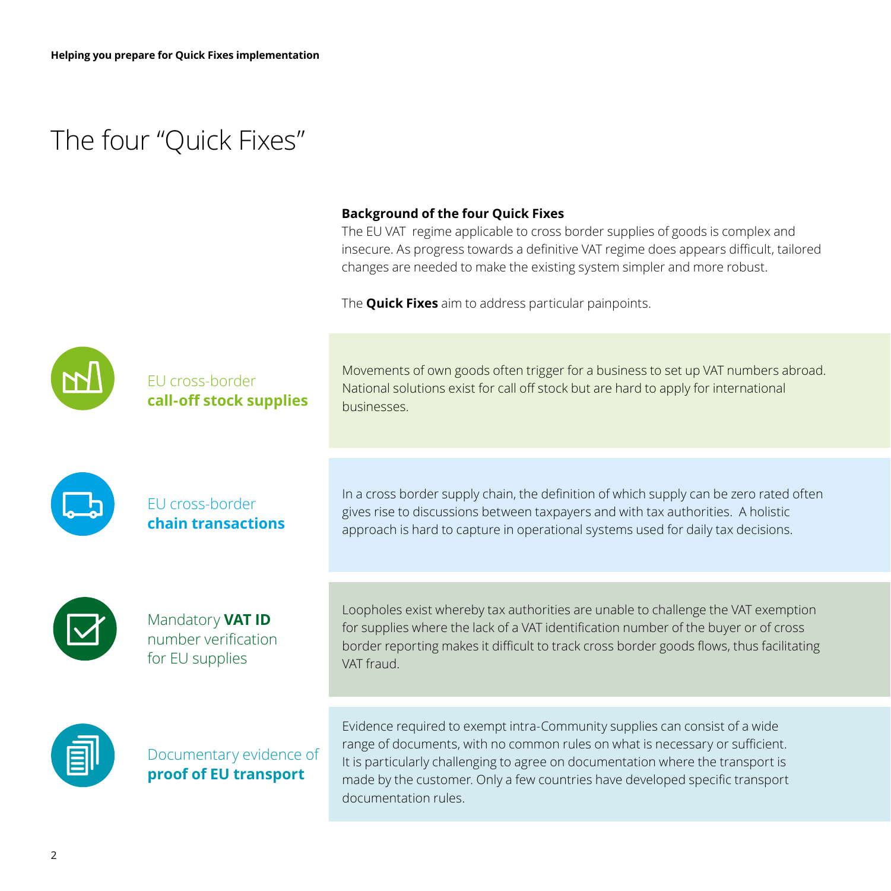# The four "Quick Fixes"

**Background of the four Quick Fixes**

The EU VAT  regime applicable to cross border supplies of goods is complex and insecure. As progress towards a definitive VAT regime does appears difficult, tailored changes are needed to make the existing system simpler and more robust.

The **Quick Fixes** aim to address particular painpoints.

| Quick Fix | Painpoint |
| --- | --- |
| EU cross-border **call-off stock supplies** | Movements of own goods often trigger for a business to set up VAT numbers abroad. National solutions exist for call off stock but are hard to apply for international businesses. |
| EU cross-border **chain transactions** | In a cross border supply chain, the definition of which supply can be zero rated often gives rise to discussions between taxpayers and with tax authorities.  A holistic approach is hard to capture in operational systems used for daily tax decisions. |
| Mandatory **VAT ID** number verification for EU supplies | Loopholes exist whereby tax authorities are unable to challenge the VAT exemption for supplies where the lack of a VAT identification number of the buyer or of cross border reporting makes it difficult to track cross border goods flows, thus facilitating VAT fraud. |
| Documentary evidence of **proof of EU transport** | Evidence required to exempt intra-Community supplies can consist of a wide range of documents, with no common rules on what is necessary or sufficient. It is particularly challenging to agree on documentation where the transport is made by the customer. Only a few countries have developed specific transport documentation rules. |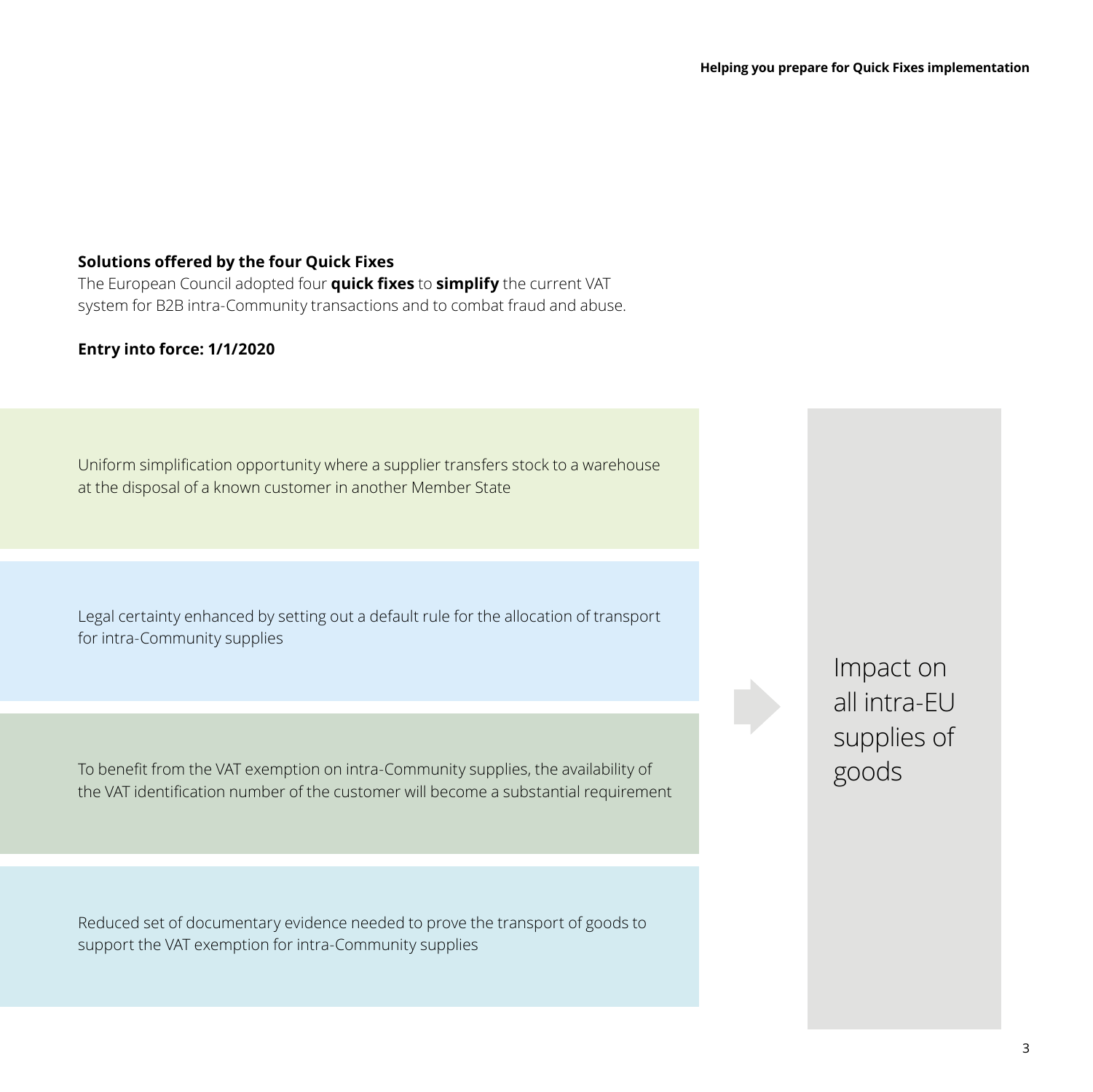**Solutions offered by the four Quick Fixes**

The European Council adopted four **quick fixes** to **simplify** the current VAT system for B2B intra-Community transactions and to combat fraud and abuse.

**Entry into force: 1/1/2020**

Uniform simplification opportunity where a supplier transfers stock to a warehouse at the disposal of a known customer in another Member State

Legal certainty enhanced by setting out a default rule for the allocation of transport for intra-Community supplies

To benefit from the VAT exemption on intra-Community supplies, the availability of the VAT identification number of the customer will become a substantial requirement

Reduced set of documentary evidence needed to prove the transport of goods to support the VAT exemption for intra-Community supplies

Impact on all intra-EU supplies of goods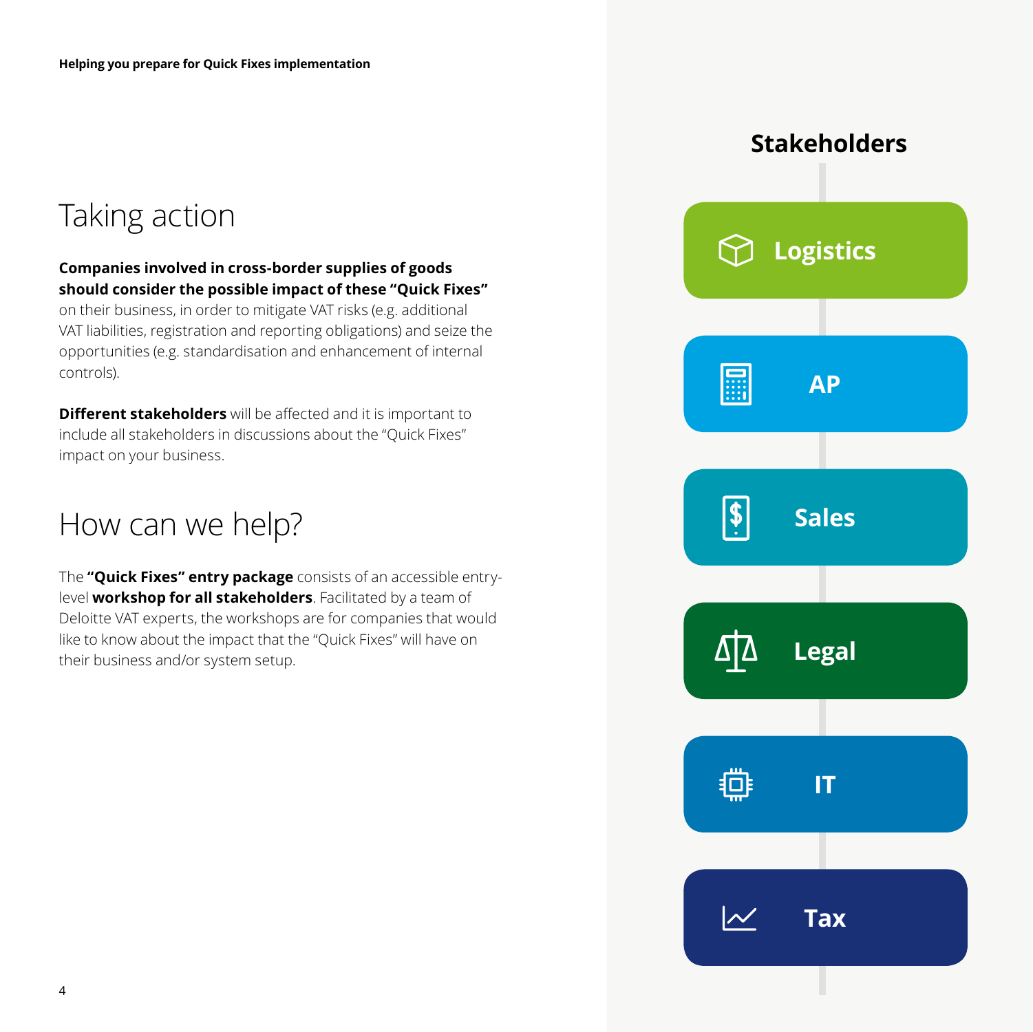## Taking action

**Companies involved in cross-border supplies of goods should consider the possible impact of these "Quick Fixes"** on their business, in order to mitigate VAT risks (e.g. additional VAT liabilities, registration and reporting obligations) and seize the opportunities (e.g. standardisation and enhancement of internal controls).

**Different stakeholders** will be affected and it is important to include all stakeholders in discussions about the "Quick Fixes" impact on your business.

## How can we help?

The **"Quick Fixes" entry package** consists of an accessible entry-level **workshop for all stakeholders**. Facilitated by a team of Deloitte VAT experts, the workshops are for companies that would like to know about the impact that the "Quick Fixes" will have on their business and/or system setup.

### Stakeholders

- Logistics
- AP
- Sales
- Legal
- IT
- Tax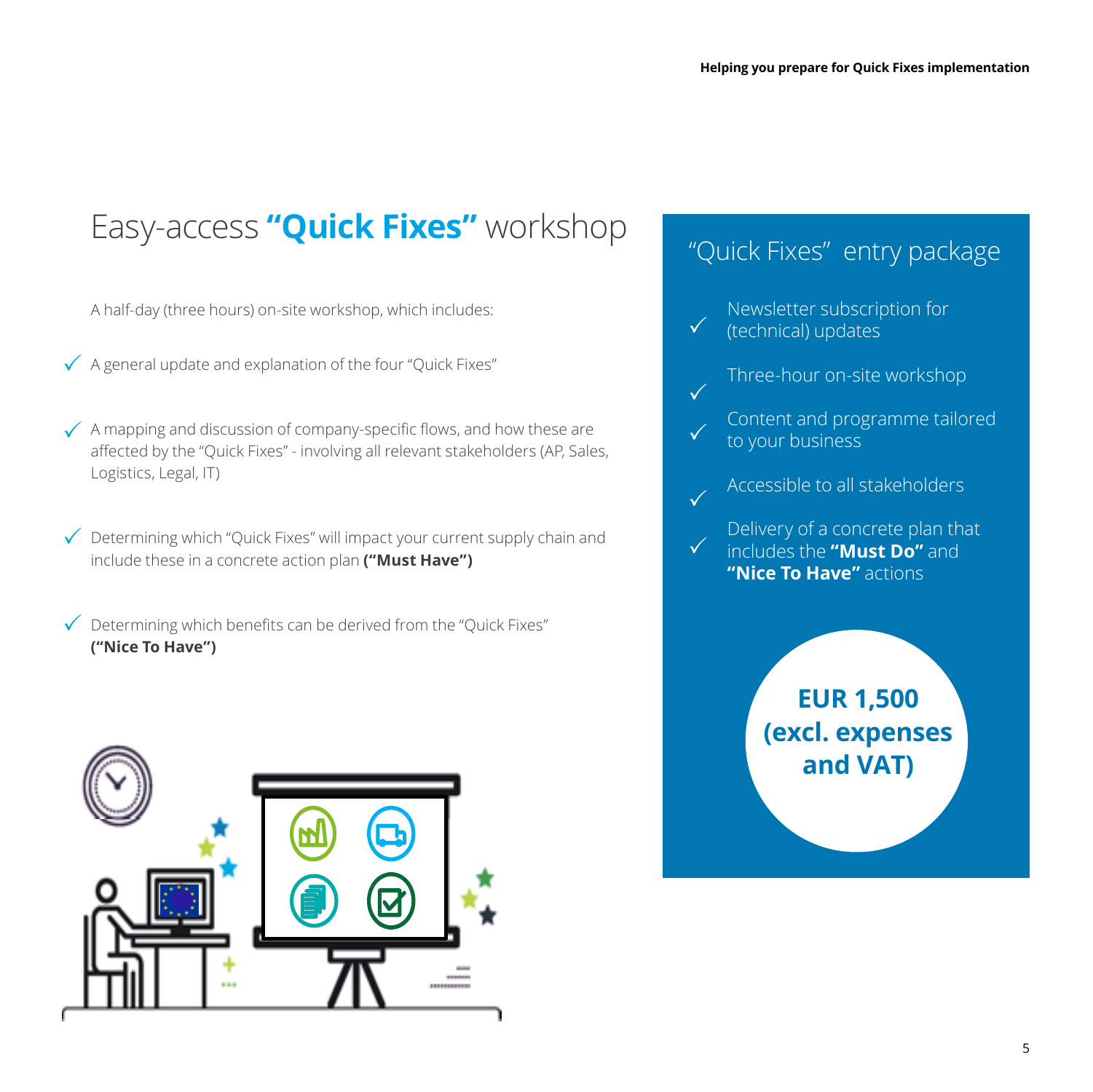# Easy-access **"Quick Fixes"** workshop

A half-day (three hours) on-site workshop, which includes:

- ✓ A general update and explanation of the four "Quick Fixes"
- ✓ A mapping and discussion of company-specific flows, and how these are affected by the "Quick Fixes" - involving all relevant stakeholders (AP, Sales, Logistics, Legal, IT)
- ✓ Determining which "Quick Fixes" will impact your current supply chain and include these in a concrete action plan **("Must Have")**
- ✓ Determining which benefits can be derived from the "Quick Fixes" **("Nice To Have")**

## "Quick Fixes" entry package

- ✓ Newsletter subscription for (technical) updates
- ✓ Three-hour on-site workshop
- ✓ Content and programme tailored to your business
- ✓ Accessible to all stakeholders
- ✓ Delivery of a concrete plan that includes the **"Must Do"** and **"Nice To Have"** actions

**EUR 1,500 (excl. expenses and VAT)**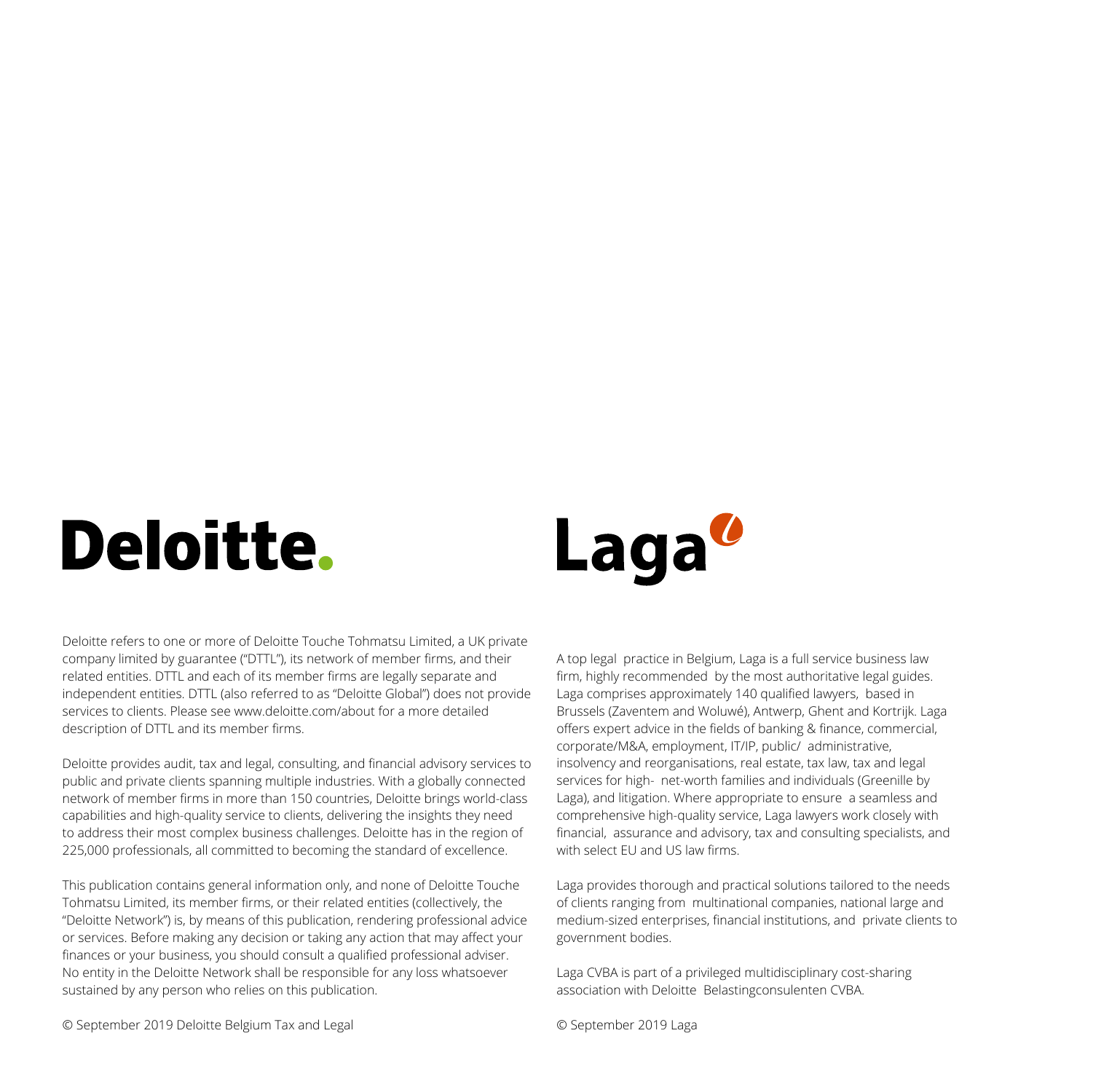Deloitte.

Deloitte refers to one or more of Deloitte Touche Tohmatsu Limited, a UK private company limited by guarantee ("DTTL"), its network of member firms, and their related entities. DTTL and each of its member firms are legally separate and independent entities. DTTL (also referred to as "Deloitte Global") does not provide services to clients. Please see www.deloitte.com/about for a more detailed description of DTTL and its member firms.

Deloitte provides audit, tax and legal, consulting, and financial advisory services to public and private clients spanning multiple industries. With a globally connected network of member firms in more than 150 countries, Deloitte brings world-class capabilities and high-quality service to clients, delivering the insights they need to address their most complex business challenges. Deloitte has in the region of 225,000 professionals, all committed to becoming the standard of excellence.

This publication contains general information only, and none of Deloitte Touche Tohmatsu Limited, its member firms, or their related entities (collectively, the "Deloitte Network") is, by means of this publication, rendering professional advice or services. Before making any decision or taking any action that may affect your finances or your business, you should consult a qualified professional adviser. No entity in the Deloitte Network shall be responsible for any loss whatsoever sustained by any person who relies on this publication.

© September 2019 Deloitte Belgium Tax and Legal

Laga

A top legal practice in Belgium, Laga is a full service business law firm, highly recommended by the most authoritative legal guides. Laga comprises approximately 140 qualified lawyers, based in Brussels (Zaventem and Woluwé), Antwerp, Ghent and Kortrijk. Laga offers expert advice in the fields of banking & finance, commercial, corporate/M&A, employment, IT/IP, public/ administrative, insolvency and reorganisations, real estate, tax law, tax and legal services for high- net-worth families and individuals (Greenille by Laga), and litigation. Where appropriate to ensure a seamless and comprehensive high-quality service, Laga lawyers work closely with financial, assurance and advisory, tax and consulting specialists, and with select EU and US law firms.

Laga provides thorough and practical solutions tailored to the needs of clients ranging from multinational companies, national large and medium-sized enterprises, financial institutions, and private clients to government bodies.

Laga CVBA is part of a privileged multidisciplinary cost-sharing association with Deloitte Belastingconsulenten CVBA.

© September 2019 Laga